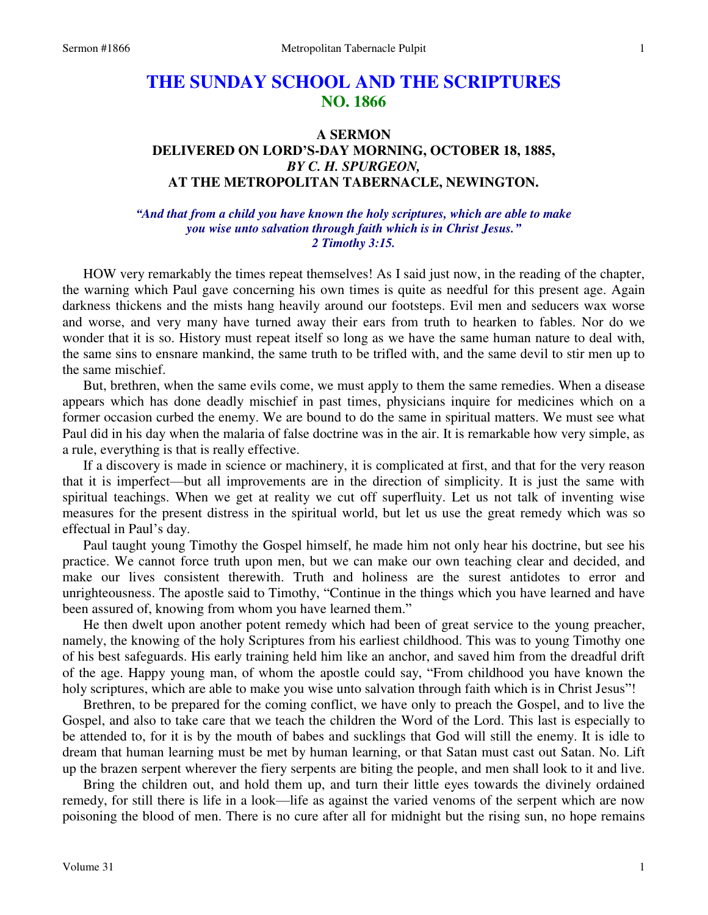# THE SUNDAY SCHOOL AND THE SCRIPTURES
## NO. 1866

### A SERMON
### DELIVERED ON LORD'S-DAY MORNING, OCTOBER 18, 1885,
### *BY C. H. SPURGEON,*
### AT THE METROPOLITAN TABERNACLE, NEWINGTON.

*"And that from a child you have known the holy scriptures, which are able to make you wise unto salvation through faith which is in Christ Jesus."*
*2 Timothy 3:15.*

HOW very remarkably the times repeat themselves! As I said just now, in the reading of the chapter, the warning which Paul gave concerning his own times is quite as needful for this present age. Again darkness thickens and the mists hang heavily around our footsteps. Evil men and seducers wax worse and worse, and very many have turned away their ears from truth to hearken to fables. Nor do we wonder that it is so. History must repeat itself so long as we have the same human nature to deal with, the same sins to ensnare mankind, the same truth to be trifled with, and the same devil to stir men up to the same mischief.

But, brethren, when the same evils come, we must apply to them the same remedies. When a disease appears which has done deadly mischief in past times, physicians inquire for medicines which on a former occasion curbed the enemy. We are bound to do the same in spiritual matters. We must see what Paul did in his day when the malaria of false doctrine was in the air. It is remarkable how very simple, as a rule, everything is that is really effective.

If a discovery is made in science or machinery, it is complicated at first, and that for the very reason that it is imperfect—but all improvements are in the direction of simplicity. It is just the same with spiritual teachings. When we get at reality we cut off superfluity. Let us not talk of inventing wise measures for the present distress in the spiritual world, but let us use the great remedy which was so effectual in Paul's day.

Paul taught young Timothy the Gospel himself, he made him not only hear his doctrine, but see his practice. We cannot force truth upon men, but we can make our own teaching clear and decided, and make our lives consistent therewith. Truth and holiness are the surest antidotes to error and unrighteousness. The apostle said to Timothy, "Continue in the things which you have learned and have been assured of, knowing from whom you have learned them."

He then dwelt upon another potent remedy which had been of great service to the young preacher, namely, the knowing of the holy Scriptures from his earliest childhood. This was to young Timothy one of his best safeguards. His early training held him like an anchor, and saved him from the dreadful drift of the age. Happy young man, of whom the apostle could say, "From childhood you have known the holy scriptures, which are able to make you wise unto salvation through faith which is in Christ Jesus"!

Brethren, to be prepared for the coming conflict, we have only to preach the Gospel, and to live the Gospel, and also to take care that we teach the children the Word of the Lord. This last is especially to be attended to, for it is by the mouth of babes and sucklings that God will still the enemy. It is idle to dream that human learning must be met by human learning, or that Satan must cast out Satan. No. Lift up the brazen serpent wherever the fiery serpents are biting the people, and men shall look to it and live.

Bring the children out, and hold them up, and turn their little eyes towards the divinely ordained remedy, for still there is life in a look—life as against the varied venoms of the serpent which are now poisoning the blood of men. There is no cure after all for midnight but the rising sun, no hope remains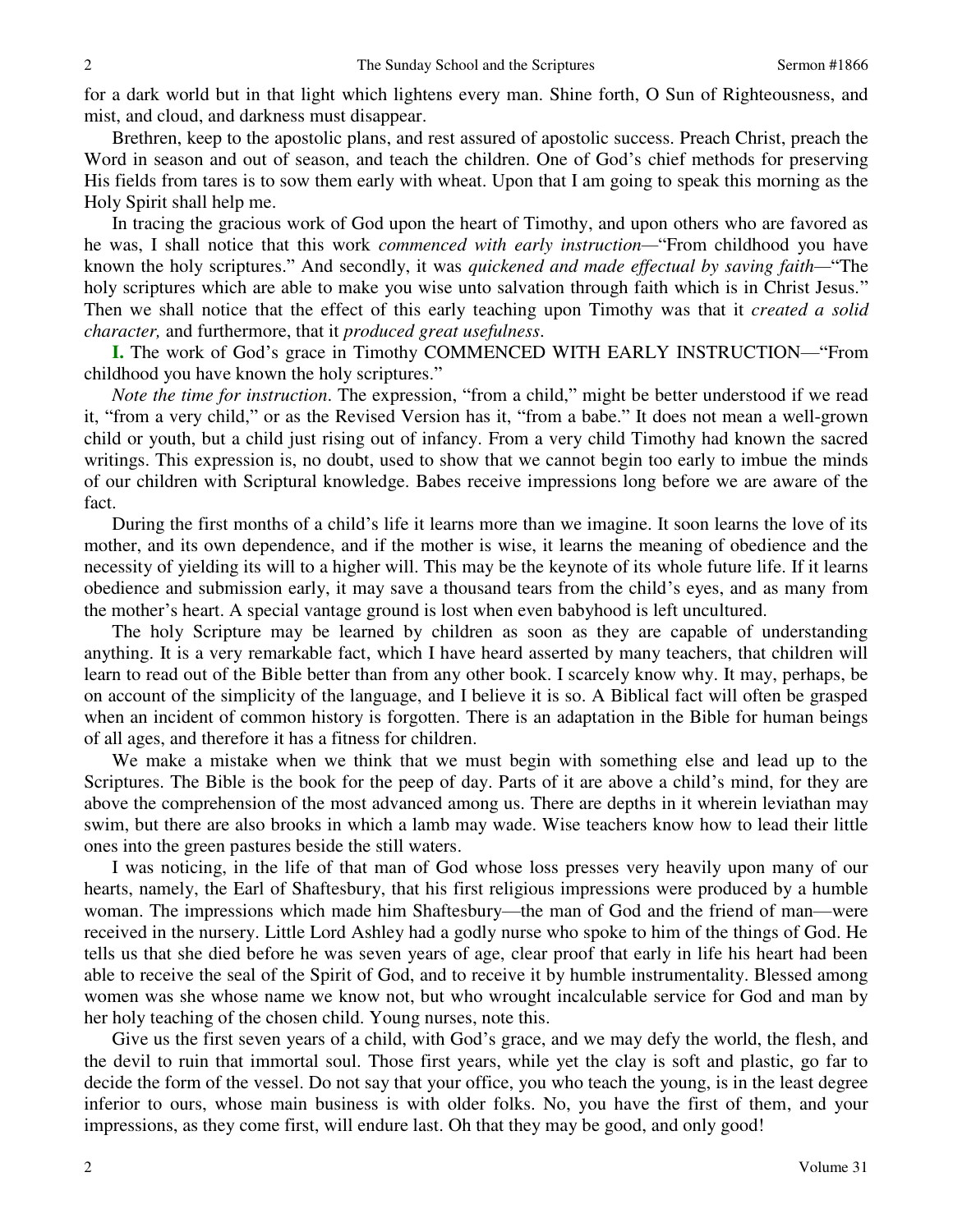for a dark world but in that light which lightens every man. Shine forth, O Sun of Righteousness, and mist, and cloud, and darkness must disappear.

Brethren, keep to the apostolic plans, and rest assured of apostolic success. Preach Christ, preach the Word in season and out of season, and teach the children. One of God's chief methods for preserving His fields from tares is to sow them early with wheat. Upon that I am going to speak this morning as the Holy Spirit shall help me.

In tracing the gracious work of God upon the heart of Timothy, and upon others who are favored as he was, I shall notice that this work *commenced with early instruction*—"From childhood you have known the holy scriptures." And secondly, it was *quickened and made effectual by saving faith*—"The holy scriptures which are able to make you wise unto salvation through faith which is in Christ Jesus." Then we shall notice that the effect of this early teaching upon Timothy was that it *created a solid character,* and furthermore, that it *produced great usefulness*.

**I.** The work of God's grace in Timothy COMMENCED WITH EARLY INSTRUCTION—"From childhood you have known the holy scriptures."

*Note the time for instruction*. The expression, "from a child," might be better understood if we read it, "from a very child," or as the Revised Version has it, "from a babe." It does not mean a well-grown child or youth, but a child just rising out of infancy. From a very child Timothy had known the sacred writings. This expression is, no doubt, used to show that we cannot begin too early to imbue the minds of our children with Scriptural knowledge. Babes receive impressions long before we are aware of the fact.

During the first months of a child's life it learns more than we imagine. It soon learns the love of its mother, and its own dependence, and if the mother is wise, it learns the meaning of obedience and the necessity of yielding its will to a higher will. This may be the keynote of its whole future life. If it learns obedience and submission early, it may save a thousand tears from the child's eyes, and as many from the mother's heart. A special vantage ground is lost when even babyhood is left uncultured.

The holy Scripture may be learned by children as soon as they are capable of understanding anything. It is a very remarkable fact, which I have heard asserted by many teachers, that children will learn to read out of the Bible better than from any other book. I scarcely know why. It may, perhaps, be on account of the simplicity of the language, and I believe it is so. A Biblical fact will often be grasped when an incident of common history is forgotten. There is an adaptation in the Bible for human beings of all ages, and therefore it has a fitness for children.

We make a mistake when we think that we must begin with something else and lead up to the Scriptures. The Bible is the book for the peep of day. Parts of it are above a child's mind, for they are above the comprehension of the most advanced among us. There are depths in it wherein leviathan may swim, but there are also brooks in which a lamb may wade. Wise teachers know how to lead their little ones into the green pastures beside the still waters.

I was noticing, in the life of that man of God whose loss presses very heavily upon many of our hearts, namely, the Earl of Shaftesbury, that his first religious impressions were produced by a humble woman. The impressions which made him Shaftesbury—the man of God and the friend of man—were received in the nursery. Little Lord Ashley had a godly nurse who spoke to him of the things of God. He tells us that she died before he was seven years of age, clear proof that early in life his heart had been able to receive the seal of the Spirit of God, and to receive it by humble instrumentality. Blessed among women was she whose name we know not, but who wrought incalculable service for God and man by her holy teaching of the chosen child. Young nurses, note this.

Give us the first seven years of a child, with God's grace, and we may defy the world, the flesh, and the devil to ruin that immortal soul. Those first years, while yet the clay is soft and plastic, go far to decide the form of the vessel. Do not say that your office, you who teach the young, is in the least degree inferior to ours, whose main business is with older folks. No, you have the first of them, and your impressions, as they come first, will endure last. Oh that they may be good, and only good!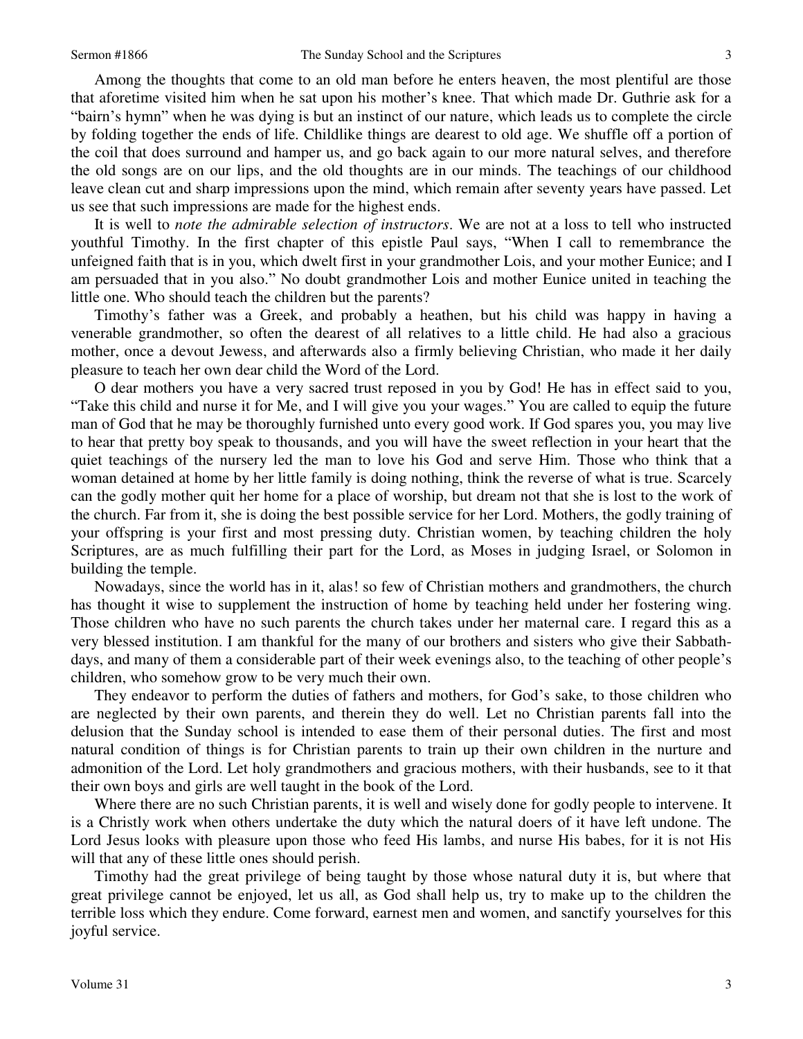Among the thoughts that come to an old man before he enters heaven, the most plentiful are those that aforetime visited him when he sat upon his mother's knee. That which made Dr. Guthrie ask for a "bairn's hymn" when he was dying is but an instinct of our nature, which leads us to complete the circle by folding together the ends of life. Childlike things are dearest to old age. We shuffle off a portion of the coil that does surround and hamper us, and go back again to our more natural selves, and therefore the old songs are on our lips, and the old thoughts are in our minds. The teachings of our childhood leave clean cut and sharp impressions upon the mind, which remain after seventy years have passed. Let us see that such impressions are made for the highest ends.

It is well to *note the admirable selection of instructors*. We are not at a loss to tell who instructed youthful Timothy. In the first chapter of this epistle Paul says, "When I call to remembrance the unfeigned faith that is in you, which dwelt first in your grandmother Lois, and your mother Eunice; and I am persuaded that in you also." No doubt grandmother Lois and mother Eunice united in teaching the little one. Who should teach the children but the parents?

Timothy's father was a Greek, and probably a heathen, but his child was happy in having a venerable grandmother, so often the dearest of all relatives to a little child. He had also a gracious mother, once a devout Jewess, and afterwards also a firmly believing Christian, who made it her daily pleasure to teach her own dear child the Word of the Lord.

O dear mothers you have a very sacred trust reposed in you by God! He has in effect said to you, "Take this child and nurse it for Me, and I will give you your wages." You are called to equip the future man of God that he may be thoroughly furnished unto every good work. If God spares you, you may live to hear that pretty boy speak to thousands, and you will have the sweet reflection in your heart that the quiet teachings of the nursery led the man to love his God and serve Him. Those who think that a woman detained at home by her little family is doing nothing, think the reverse of what is true. Scarcely can the godly mother quit her home for a place of worship, but dream not that she is lost to the work of the church. Far from it, she is doing the best possible service for her Lord. Mothers, the godly training of your offspring is your first and most pressing duty. Christian women, by teaching children the holy Scriptures, are as much fulfilling their part for the Lord, as Moses in judging Israel, or Solomon in building the temple.

Nowadays, since the world has in it, alas! so few of Christian mothers and grandmothers, the church has thought it wise to supplement the instruction of home by teaching held under her fostering wing. Those children who have no such parents the church takes under her maternal care. I regard this as a very blessed institution. I am thankful for the many of our brothers and sisters who give their Sabbath-days, and many of them a considerable part of their week evenings also, to the teaching of other people's children, who somehow grow to be very much their own.

They endeavor to perform the duties of fathers and mothers, for God's sake, to those children who are neglected by their own parents, and therein they do well. Let no Christian parents fall into the delusion that the Sunday school is intended to ease them of their personal duties. The first and most natural condition of things is for Christian parents to train up their own children in the nurture and admonition of the Lord. Let holy grandmothers and gracious mothers, with their husbands, see to it that their own boys and girls are well taught in the book of the Lord.

Where there are no such Christian parents, it is well and wisely done for godly people to intervene. It is a Christly work when others undertake the duty which the natural doers of it have left undone. The Lord Jesus looks with pleasure upon those who feed His lambs, and nurse His babes, for it is not His will that any of these little ones should perish.

Timothy had the great privilege of being taught by those whose natural duty it is, but where that great privilege cannot be enjoyed, let us all, as God shall help us, try to make up to the children the terrible loss which they endure. Come forward, earnest men and women, and sanctify yourselves for this joyful service.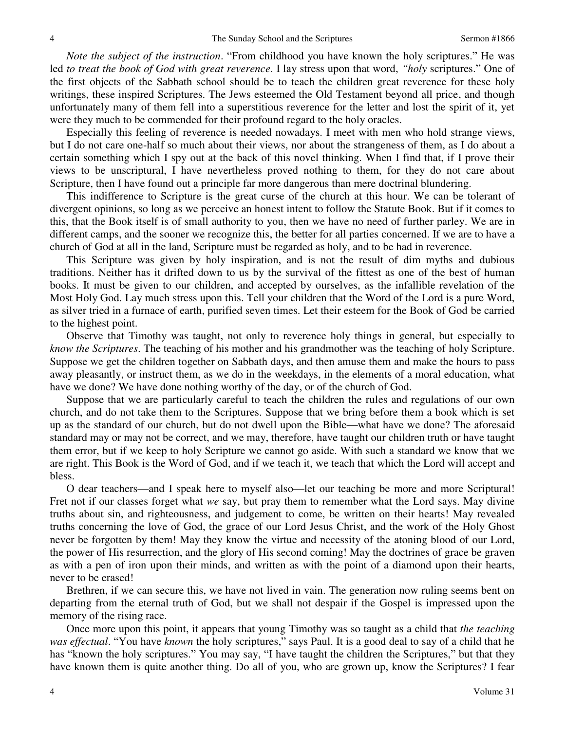*Note the subject of the instruction*. "From childhood you have known the holy scriptures." He was led *to treat the book of God with great reverence*. I lay stress upon that word, *"holy* scriptures." One of the first objects of the Sabbath school should be to teach the children great reverence for these holy writings, these inspired Scriptures. The Jews esteemed the Old Testament beyond all price, and though unfortunately many of them fell into a superstitious reverence for the letter and lost the spirit of it, yet were they much to be commended for their profound regard to the holy oracles.

Especially this feeling of reverence is needed nowadays. I meet with men who hold strange views, but I do not care one-half so much about their views, nor about the strangeness of them, as I do about a certain something which I spy out at the back of this novel thinking. When I find that, if I prove their views to be unscriptural, I have nevertheless proved nothing to them, for they do not care about Scripture, then I have found out a principle far more dangerous than mere doctrinal blundering.

This indifference to Scripture is the great curse of the church at this hour. We can be tolerant of divergent opinions, so long as we perceive an honest intent to follow the Statute Book. But if it comes to this, that the Book itself is of small authority to you, then we have no need of further parley. We are in different camps, and the sooner we recognize this, the better for all parties concerned. If we are to have a church of God at all in the land, Scripture must be regarded as holy, and to be had in reverence.

This Scripture was given by holy inspiration, and is not the result of dim myths and dubious traditions. Neither has it drifted down to us by the survival of the fittest as one of the best of human books. It must be given to our children, and accepted by ourselves, as the infallible revelation of the Most Holy God. Lay much stress upon this. Tell your children that the Word of the Lord is a pure Word, as silver tried in a furnace of earth, purified seven times. Let their esteem for the Book of God be carried to the highest point.

Observe that Timothy was taught, not only to reverence holy things in general, but especially to *know the Scriptures*. The teaching of his mother and his grandmother was the teaching of holy Scripture. Suppose we get the children together on Sabbath days, and then amuse them and make the hours to pass away pleasantly, or instruct them, as we do in the weekdays, in the elements of a moral education, what have we done? We have done nothing worthy of the day, or of the church of God.

Suppose that we are particularly careful to teach the children the rules and regulations of our own church, and do not take them to the Scriptures. Suppose that we bring before them a book which is set up as the standard of our church, but do not dwell upon the Bible—what have we done? The aforesaid standard may or may not be correct, and we may, therefore, have taught our children truth or have taught them error, but if we keep to holy Scripture we cannot go aside. With such a standard we know that we are right. This Book is the Word of God, and if we teach it, we teach that which the Lord will accept and bless.

O dear teachers—and I speak here to myself also—let our teaching be more and more Scriptural! Fret not if our classes forget what *we* say, but pray them to remember what the Lord says. May divine truths about sin, and righteousness, and judgement to come, be written on their hearts! May revealed truths concerning the love of God, the grace of our Lord Jesus Christ, and the work of the Holy Ghost never be forgotten by them! May they know the virtue and necessity of the atoning blood of our Lord, the power of His resurrection, and the glory of His second coming! May the doctrines of grace be graven as with a pen of iron upon their minds, and written as with the point of a diamond upon their hearts, never to be erased!

Brethren, if we can secure this, we have not lived in vain. The generation now ruling seems bent on departing from the eternal truth of God, but we shall not despair if the Gospel is impressed upon the memory of the rising race.

Once more upon this point, it appears that young Timothy was so taught as a child that *the teaching was effectual*. "You have *known* the holy scriptures," says Paul. It is a good deal to say of a child that he has "known the holy scriptures." You may say, "I have taught the children the Scriptures," but that they have known them is quite another thing. Do all of you, who are grown up, know the Scriptures? I fear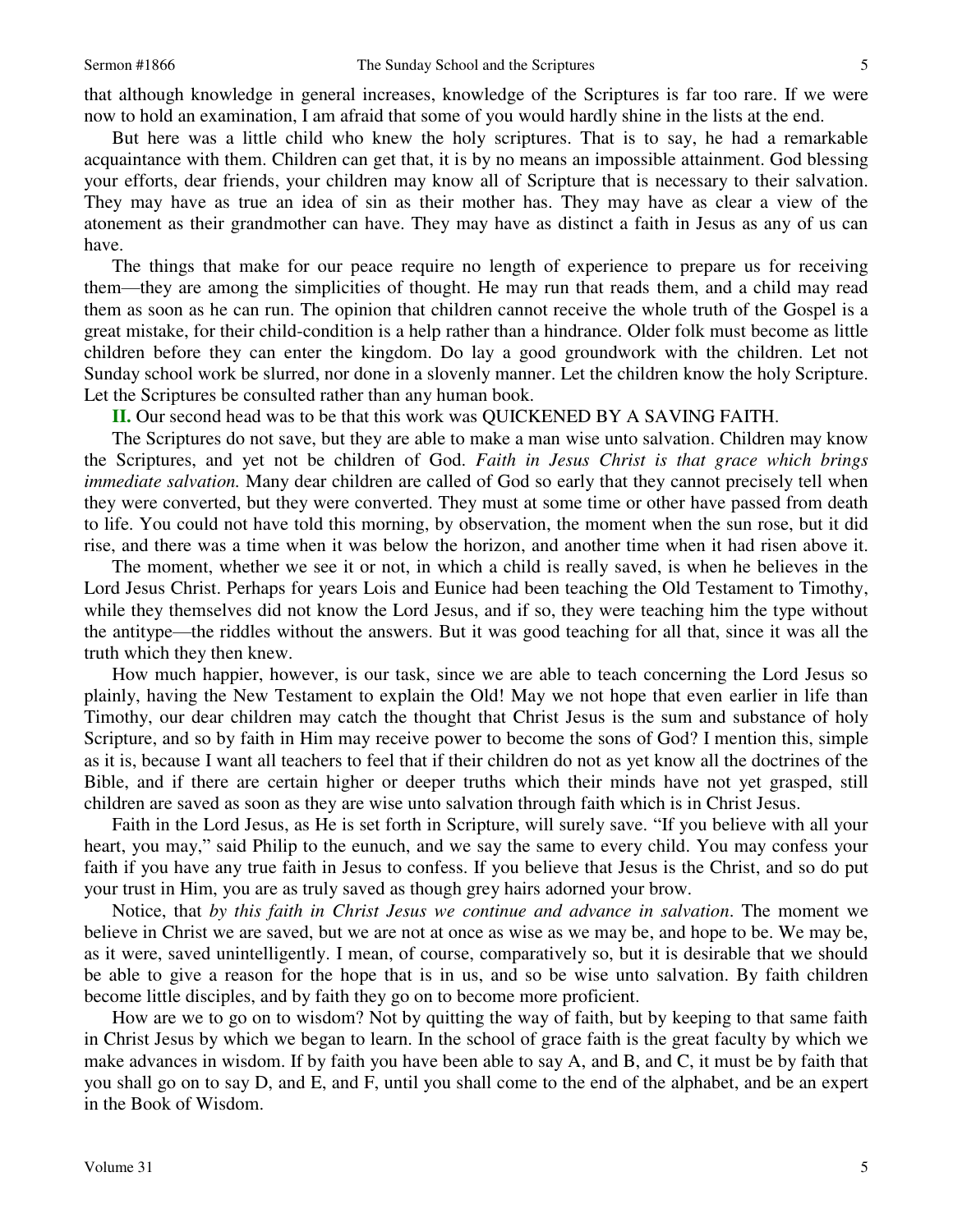that although knowledge in general increases, knowledge of the Scriptures is far too rare. If we were now to hold an examination, I am afraid that some of you would hardly shine in the lists at the end.

But here was a little child who knew the holy scriptures. That is to say, he had a remarkable acquaintance with them. Children can get that, it is by no means an impossible attainment. God blessing your efforts, dear friends, your children may know all of Scripture that is necessary to their salvation. They may have as true an idea of sin as their mother has. They may have as clear a view of the atonement as their grandmother can have. They may have as distinct a faith in Jesus as any of us can have.

The things that make for our peace require no length of experience to prepare us for receiving them—they are among the simplicities of thought. He may run that reads them, and a child may read them as soon as he can run. The opinion that children cannot receive the whole truth of the Gospel is a great mistake, for their child-condition is a help rather than a hindrance. Older folk must become as little children before they can enter the kingdom. Do lay a good groundwork with the children. Let not Sunday school work be slurred, nor done in a slovenly manner. Let the children know the holy Scripture. Let the Scriptures be consulted rather than any human book.

**II.** Our second head was to be that this work was QUICKENED BY A SAVING FAITH.

The Scriptures do not save, but they are able to make a man wise unto salvation. Children may know the Scriptures, and yet not be children of God. *Faith in Jesus Christ is that grace which brings immediate salvation.* Many dear children are called of God so early that they cannot precisely tell when they were converted, but they were converted. They must at some time or other have passed from death to life. You could not have told this morning, by observation, the moment when the sun rose, but it did rise, and there was a time when it was below the horizon, and another time when it had risen above it.

The moment, whether we see it or not, in which a child is really saved, is when he believes in the Lord Jesus Christ. Perhaps for years Lois and Eunice had been teaching the Old Testament to Timothy, while they themselves did not know the Lord Jesus, and if so, they were teaching him the type without the antitype—the riddles without the answers. But it was good teaching for all that, since it was all the truth which they then knew.

How much happier, however, is our task, since we are able to teach concerning the Lord Jesus so plainly, having the New Testament to explain the Old! May we not hope that even earlier in life than Timothy, our dear children may catch the thought that Christ Jesus is the sum and substance of holy Scripture, and so by faith in Him may receive power to become the sons of God? I mention this, simple as it is, because I want all teachers to feel that if their children do not as yet know all the doctrines of the Bible, and if there are certain higher or deeper truths which their minds have not yet grasped, still children are saved as soon as they are wise unto salvation through faith which is in Christ Jesus.

Faith in the Lord Jesus, as He is set forth in Scripture, will surely save. "If you believe with all your heart, you may," said Philip to the eunuch, and we say the same to every child. You may confess your faith if you have any true faith in Jesus to confess. If you believe that Jesus is the Christ, and so do put your trust in Him, you are as truly saved as though grey hairs adorned your brow.

Notice, that *by this faith in Christ Jesus we continue and advance in salvation*. The moment we believe in Christ we are saved, but we are not at once as wise as we may be, and hope to be. We may be, as it were, saved unintelligently. I mean, of course, comparatively so, but it is desirable that we should be able to give a reason for the hope that is in us, and so be wise unto salvation. By faith children become little disciples, and by faith they go on to become more proficient.

How are we to go on to wisdom? Not by quitting the way of faith, but by keeping to that same faith in Christ Jesus by which we began to learn. In the school of grace faith is the great faculty by which we make advances in wisdom. If by faith you have been able to say A, and B, and C, it must be by faith that you shall go on to say D, and E, and F, until you shall come to the end of the alphabet, and be an expert in the Book of Wisdom.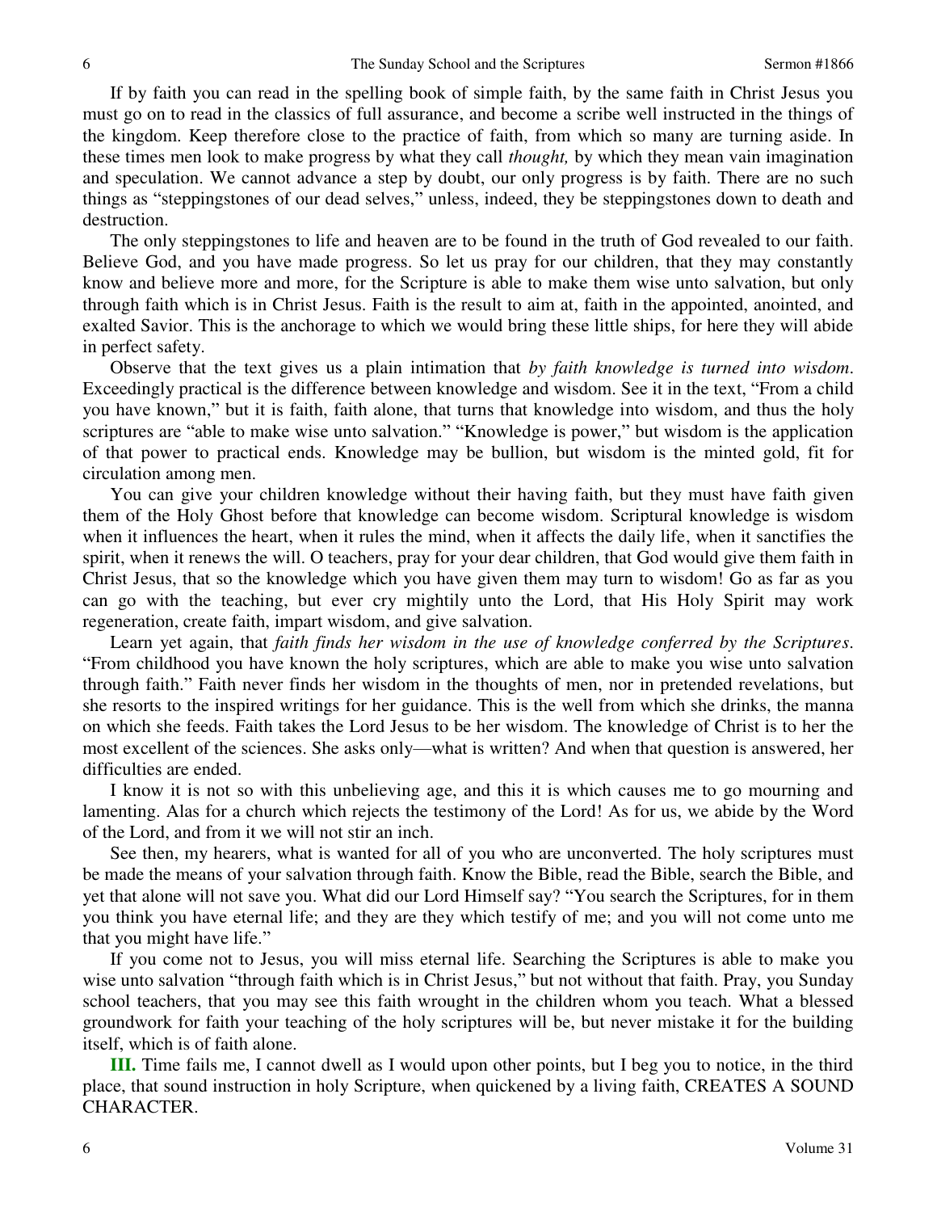If by faith you can read in the spelling book of simple faith, by the same faith in Christ Jesus you must go on to read in the classics of full assurance, and become a scribe well instructed in the things of the kingdom. Keep therefore close to the practice of faith, from which so many are turning aside. In these times men look to make progress by what they call *thought,* by which they mean vain imagination and speculation. We cannot advance a step by doubt, our only progress is by faith. There are no such things as "steppingstones of our dead selves," unless, indeed, they be steppingstones down to death and destruction.

The only steppingstones to life and heaven are to be found in the truth of God revealed to our faith. Believe God, and you have made progress. So let us pray for our children, that they may constantly know and believe more and more, for the Scripture is able to make them wise unto salvation, but only through faith which is in Christ Jesus. Faith is the result to aim at, faith in the appointed, anointed, and exalted Savior. This is the anchorage to which we would bring these little ships, for here they will abide in perfect safety.

Observe that the text gives us a plain intimation that *by faith knowledge is turned into wisdom*. Exceedingly practical is the difference between knowledge and wisdom. See it in the text, "From a child you have known," but it is faith, faith alone, that turns that knowledge into wisdom, and thus the holy scriptures are "able to make wise unto salvation." "Knowledge is power," but wisdom is the application of that power to practical ends. Knowledge may be bullion, but wisdom is the minted gold, fit for circulation among men.

You can give your children knowledge without their having faith, but they must have faith given them of the Holy Ghost before that knowledge can become wisdom. Scriptural knowledge is wisdom when it influences the heart, when it rules the mind, when it affects the daily life, when it sanctifies the spirit, when it renews the will. O teachers, pray for your dear children, that God would give them faith in Christ Jesus, that so the knowledge which you have given them may turn to wisdom! Go as far as you can go with the teaching, but ever cry mightily unto the Lord, that His Holy Spirit may work regeneration, create faith, impart wisdom, and give salvation.

Learn yet again, that *faith finds her wisdom in the use of knowledge conferred by the Scriptures*. "From childhood you have known the holy scriptures, which are able to make you wise unto salvation through faith." Faith never finds her wisdom in the thoughts of men, nor in pretended revelations, but she resorts to the inspired writings for her guidance. This is the well from which she drinks, the manna on which she feeds. Faith takes the Lord Jesus to be her wisdom. The knowledge of Christ is to her the most excellent of the sciences. She asks only—what is written? And when that question is answered, her difficulties are ended.

I know it is not so with this unbelieving age, and this it is which causes me to go mourning and lamenting. Alas for a church which rejects the testimony of the Lord! As for us, we abide by the Word of the Lord, and from it we will not stir an inch.

See then, my hearers, what is wanted for all of you who are unconverted. The holy scriptures must be made the means of your salvation through faith. Know the Bible, read the Bible, search the Bible, and yet that alone will not save you. What did our Lord Himself say? "You search the Scriptures, for in them you think you have eternal life; and they are they which testify of me; and you will not come unto me that you might have life."

If you come not to Jesus, you will miss eternal life. Searching the Scriptures is able to make you wise unto salvation "through faith which is in Christ Jesus," but not without that faith. Pray, you Sunday school teachers, that you may see this faith wrought in the children whom you teach. What a blessed groundwork for faith your teaching of the holy scriptures will be, but never mistake it for the building itself, which is of faith alone.

**III.** Time fails me, I cannot dwell as I would upon other points, but I beg you to notice, in the third place, that sound instruction in holy Scripture, when quickened by a living faith, CREATES A SOUND CHARACTER.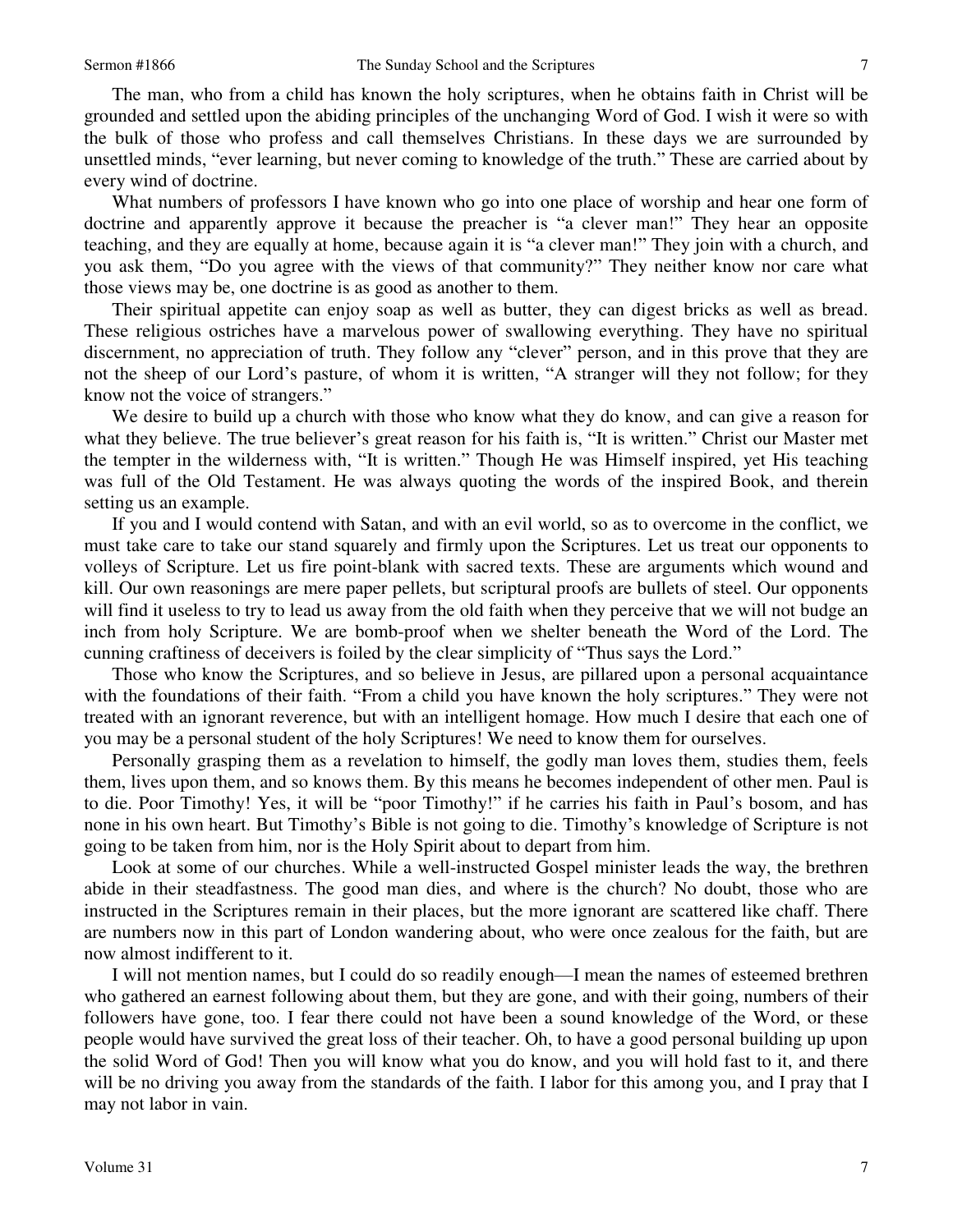The man, who from a child has known the holy scriptures, when he obtains faith in Christ will be grounded and settled upon the abiding principles of the unchanging Word of God. I wish it were so with the bulk of those who profess and call themselves Christians. In these days we are surrounded by unsettled minds, "ever learning, but never coming to knowledge of the truth." These are carried about by every wind of doctrine.

What numbers of professors I have known who go into one place of worship and hear one form of doctrine and apparently approve it because the preacher is "a clever man!" They hear an opposite teaching, and they are equally at home, because again it is "a clever man!" They join with a church, and you ask them, "Do you agree with the views of that community?" They neither know nor care what those views may be, one doctrine is as good as another to them.

Their spiritual appetite can enjoy soap as well as butter, they can digest bricks as well as bread. These religious ostriches have a marvelous power of swallowing everything. They have no spiritual discernment, no appreciation of truth. They follow any "clever" person, and in this prove that they are not the sheep of our Lord's pasture, of whom it is written, "A stranger will they not follow; for they know not the voice of strangers."

We desire to build up a church with those who know what they do know, and can give a reason for what they believe. The true believer's great reason for his faith is, "It is written." Christ our Master met the tempter in the wilderness with, "It is written." Though He was Himself inspired, yet His teaching was full of the Old Testament. He was always quoting the words of the inspired Book, and therein setting us an example.

If you and I would contend with Satan, and with an evil world, so as to overcome in the conflict, we must take care to take our stand squarely and firmly upon the Scriptures. Let us treat our opponents to volleys of Scripture. Let us fire point-blank with sacred texts. These are arguments which wound and kill. Our own reasonings are mere paper pellets, but scriptural proofs are bullets of steel. Our opponents will find it useless to try to lead us away from the old faith when they perceive that we will not budge an inch from holy Scripture. We are bomb-proof when we shelter beneath the Word of the Lord. The cunning craftiness of deceivers is foiled by the clear simplicity of "Thus says the Lord."

Those who know the Scriptures, and so believe in Jesus, are pillared upon a personal acquaintance with the foundations of their faith. "From a child you have known the holy scriptures." They were not treated with an ignorant reverence, but with an intelligent homage. How much I desire that each one of you may be a personal student of the holy Scriptures! We need to know them for ourselves.

Personally grasping them as a revelation to himself, the godly man loves them, studies them, feels them, lives upon them, and so knows them. By this means he becomes independent of other men. Paul is to die. Poor Timothy! Yes, it will be "poor Timothy!" if he carries his faith in Paul's bosom, and has none in his own heart. But Timothy's Bible is not going to die. Timothy's knowledge of Scripture is not going to be taken from him, nor is the Holy Spirit about to depart from him.

Look at some of our churches. While a well-instructed Gospel minister leads the way, the brethren abide in their steadfastness. The good man dies, and where is the church? No doubt, those who are instructed in the Scriptures remain in their places, but the more ignorant are scattered like chaff. There are numbers now in this part of London wandering about, who were once zealous for the faith, but are now almost indifferent to it.

I will not mention names, but I could do so readily enough—I mean the names of esteemed brethren who gathered an earnest following about them, but they are gone, and with their going, numbers of their followers have gone, too. I fear there could not have been a sound knowledge of the Word, or these people would have survived the great loss of their teacher. Oh, to have a good personal building up upon the solid Word of God! Then you will know what you do know, and you will hold fast to it, and there will be no driving you away from the standards of the faith. I labor for this among you, and I pray that I may not labor in vain.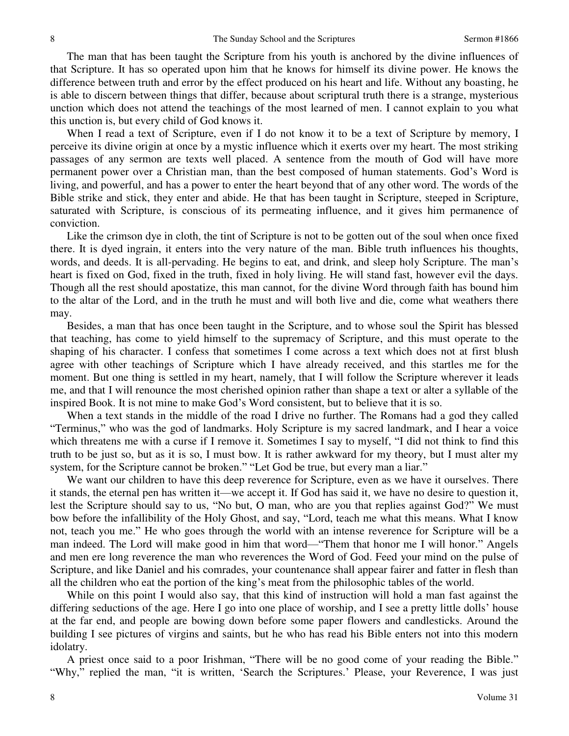The man that has been taught the Scripture from his youth is anchored by the divine influences of that Scripture. It has so operated upon him that he knows for himself its divine power. He knows the difference between truth and error by the effect produced on his heart and life. Without any boasting, he is able to discern between things that differ, because about scriptural truth there is a strange, mysterious unction which does not attend the teachings of the most learned of men. I cannot explain to you what this unction is, but every child of God knows it.

When I read a text of Scripture, even if I do not know it to be a text of Scripture by memory, I perceive its divine origin at once by a mystic influence which it exerts over my heart. The most striking passages of any sermon are texts well placed. A sentence from the mouth of God will have more permanent power over a Christian man, than the best composed of human statements. God's Word is living, and powerful, and has a power to enter the heart beyond that of any other word. The words of the Bible strike and stick, they enter and abide. He that has been taught in Scripture, steeped in Scripture, saturated with Scripture, is conscious of its permeating influence, and it gives him permanence of conviction.

Like the crimson dye in cloth, the tint of Scripture is not to be gotten out of the soul when once fixed there. It is dyed ingrain, it enters into the very nature of the man. Bible truth influences his thoughts, words, and deeds. It is all-pervading. He begins to eat, and drink, and sleep holy Scripture. The man's heart is fixed on God, fixed in the truth, fixed in holy living. He will stand fast, however evil the days. Though all the rest should apostatize, this man cannot, for the divine Word through faith has bound him to the altar of the Lord, and in the truth he must and will both live and die, come what weathers there may.

Besides, a man that has once been taught in the Scripture, and to whose soul the Spirit has blessed that teaching, has come to yield himself to the supremacy of Scripture, and this must operate to the shaping of his character. I confess that sometimes I come across a text which does not at first blush agree with other teachings of Scripture which I have already received, and this startles me for the moment. But one thing is settled in my heart, namely, that I will follow the Scripture wherever it leads me, and that I will renounce the most cherished opinion rather than shape a text or alter a syllable of the inspired Book. It is not mine to make God's Word consistent, but to believe that it is so.

When a text stands in the middle of the road I drive no further. The Romans had a god they called "Terminus," who was the god of landmarks. Holy Scripture is my sacred landmark, and I hear a voice which threatens me with a curse if I remove it. Sometimes I say to myself, "I did not think to find this truth to be just so, but as it is so, I must bow. It is rather awkward for my theory, but I must alter my system, for the Scripture cannot be broken." "Let God be true, but every man a liar."

We want our children to have this deep reverence for Scripture, even as we have it ourselves. There it stands, the eternal pen has written it—we accept it. If God has said it, we have no desire to question it, lest the Scripture should say to us, "No but, O man, who are you that replies against God?" We must bow before the infallibility of the Holy Ghost, and say, "Lord, teach me what this means. What I know not, teach you me." He who goes through the world with an intense reverence for Scripture will be a man indeed. The Lord will make good in him that word—"Them that honor me I will honor." Angels and men ere long reverence the man who reverences the Word of God. Feed your mind on the pulse of Scripture, and like Daniel and his comrades, your countenance shall appear fairer and fatter in flesh than all the children who eat the portion of the king's meat from the philosophic tables of the world.

While on this point I would also say, that this kind of instruction will hold a man fast against the differing seductions of the age. Here I go into one place of worship, and I see a pretty little dolls' house at the far end, and people are bowing down before some paper flowers and candlesticks. Around the building I see pictures of virgins and saints, but he who has read his Bible enters not into this modern idolatry.

A priest once said to a poor Irishman, "There will be no good come of your reading the Bible." "Why," replied the man, "it is written, 'Search the Scriptures.' Please, your Reverence, I was just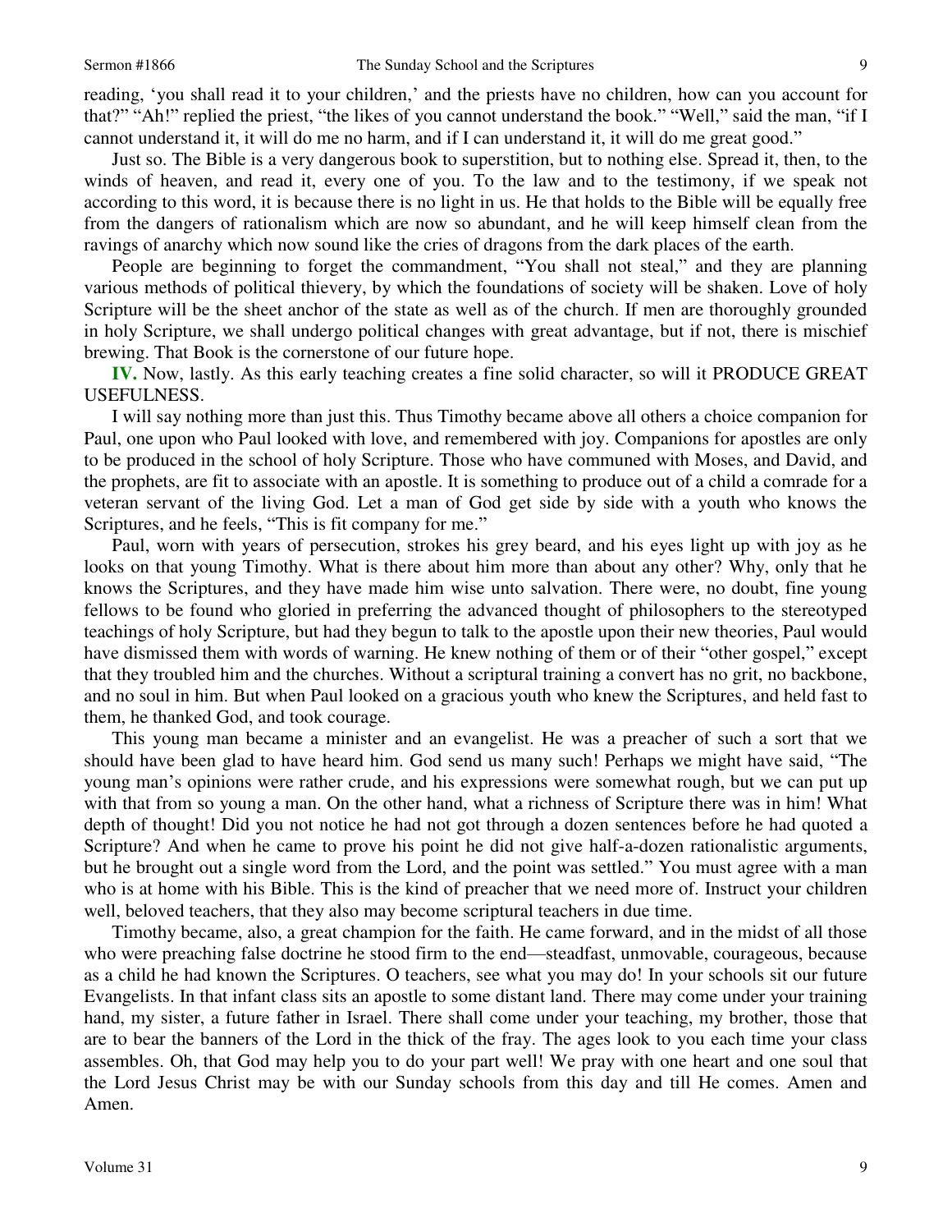reading, 'you shall read it to your children,' and the priests have no children, how can you account for that?" "Ah!" replied the priest, "the likes of you cannot understand the book." "Well," said the man, "if I cannot understand it, it will do me no harm, and if I can understand it, it will do me great good."

Just so. The Bible is a very dangerous book to superstition, but to nothing else. Spread it, then, to the winds of heaven, and read it, every one of you. To the law and to the testimony, if we speak not according to this word, it is because there is no light in us. He that holds to the Bible will be equally free from the dangers of rationalism which are now so abundant, and he will keep himself clean from the ravings of anarchy which now sound like the cries of dragons from the dark places of the earth.

People are beginning to forget the commandment, "You shall not steal," and they are planning various methods of political thievery, by which the foundations of society will be shaken. Love of holy Scripture will be the sheet anchor of the state as well as of the church. If men are thoroughly grounded in holy Scripture, we shall undergo political changes with great advantage, but if not, there is mischief brewing. That Book is the cornerstone of our future hope.

**IV.** Now, lastly. As this early teaching creates a fine solid character, so will it PRODUCE GREAT USEFULNESS.

I will say nothing more than just this. Thus Timothy became above all others a choice companion for Paul, one upon who Paul looked with love, and remembered with joy. Companions for apostles are only to be produced in the school of holy Scripture. Those who have communed with Moses, and David, and the prophets, are fit to associate with an apostle. It is something to produce out of a child a comrade for a veteran servant of the living God. Let a man of God get side by side with a youth who knows the Scriptures, and he feels, "This is fit company for me."

Paul, worn with years of persecution, strokes his grey beard, and his eyes light up with joy as he looks on that young Timothy. What is there about him more than about any other? Why, only that he knows the Scriptures, and they have made him wise unto salvation. There were, no doubt, fine young fellows to be found who gloried in preferring the advanced thought of philosophers to the stereotyped teachings of holy Scripture, but had they begun to talk to the apostle upon their new theories, Paul would have dismissed them with words of warning. He knew nothing of them or of their "other gospel," except that they troubled him and the churches. Without a scriptural training a convert has no grit, no backbone, and no soul in him. But when Paul looked on a gracious youth who knew the Scriptures, and held fast to them, he thanked God, and took courage.

This young man became a minister and an evangelist. He was a preacher of such a sort that we should have been glad to have heard him. God send us many such! Perhaps we might have said, "The young man's opinions were rather crude, and his expressions were somewhat rough, but we can put up with that from so young a man. On the other hand, what a richness of Scripture there was in him! What depth of thought! Did you not notice he had not got through a dozen sentences before he had quoted a Scripture? And when he came to prove his point he did not give half-a-dozen rationalistic arguments, but he brought out a single word from the Lord, and the point was settled." You must agree with a man who is at home with his Bible. This is the kind of preacher that we need more of. Instruct your children well, beloved teachers, that they also may become scriptural teachers in due time.

Timothy became, also, a great champion for the faith. He came forward, and in the midst of all those who were preaching false doctrine he stood firm to the end—steadfast, unmovable, courageous, because as a child he had known the Scriptures. O teachers, see what you may do! In your schools sit our future Evangelists. In that infant class sits an apostle to some distant land. There may come under your training hand, my sister, a future father in Israel. There shall come under your teaching, my brother, those that are to bear the banners of the Lord in the thick of the fray. The ages look to you each time your class assembles. Oh, that God may help you to do your part well! We pray with one heart and one soul that the Lord Jesus Christ may be with our Sunday schools from this day and till He comes. Amen and Amen.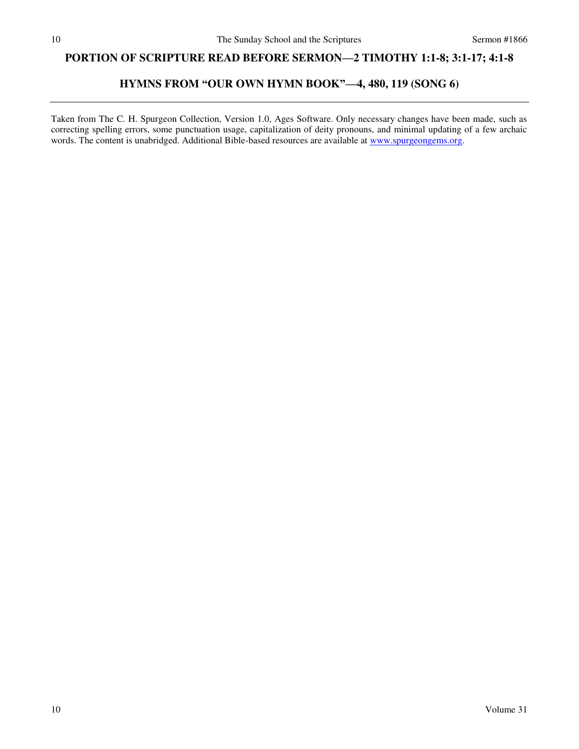**PORTION OF SCRIPTURE READ BEFORE SERMON—2 TIMOTHY 1:1-8; 3:1-17; 4:1-8**

**HYMNS FROM "OUR OWN HYMN BOOK"—4, 480, 119 (SONG 6)**

---

Taken from The C. H. Spurgeon Collection, Version 1.0, Ages Software. Only necessary changes have been made, such as correcting spelling errors, some punctuation usage, capitalization of deity pronouns, and minimal updating of a few archaic words. The content is unabridged. Additional Bible-based resources are available at www.spurgeongems.org.